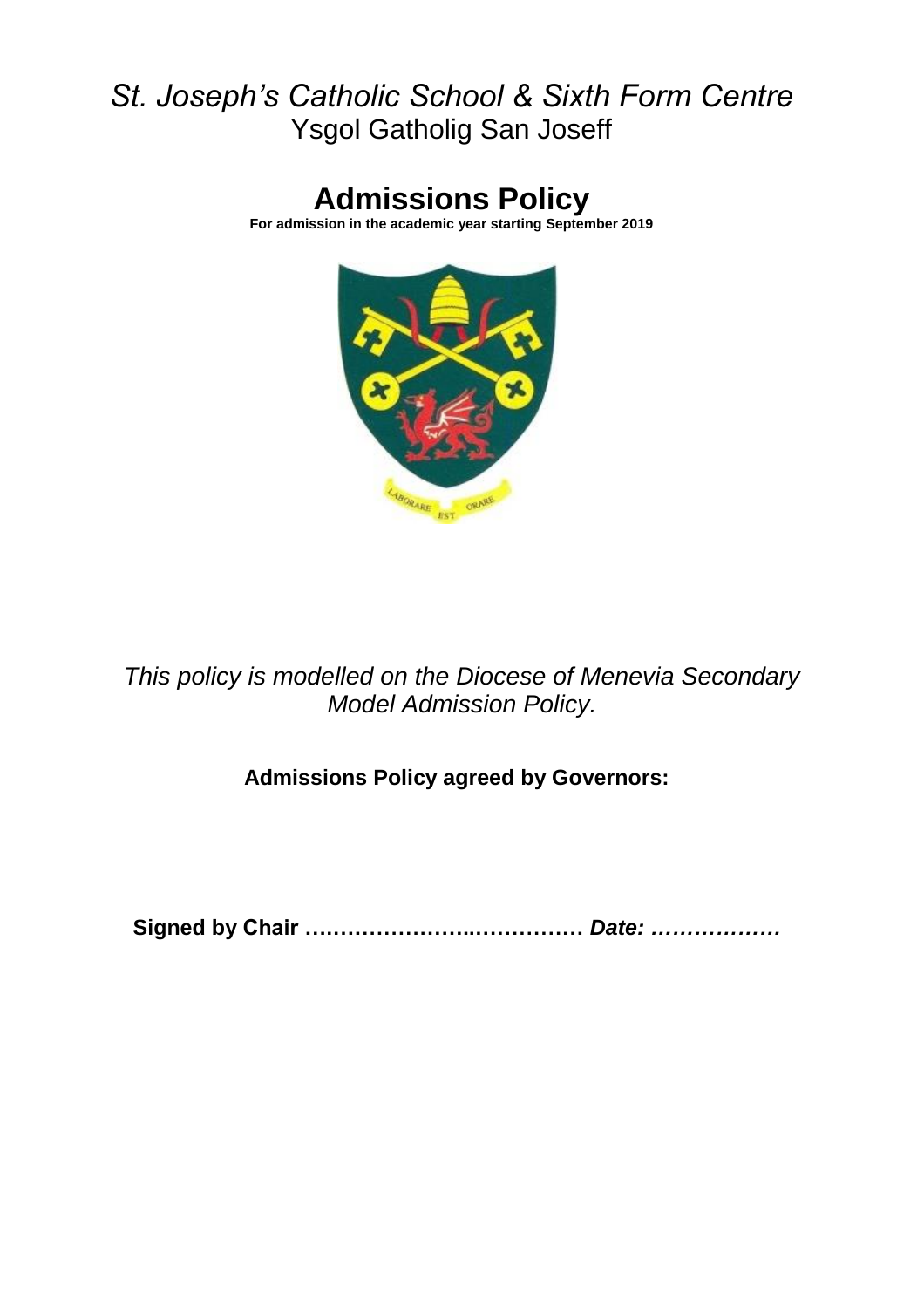# *St. Joseph's Catholic School & Sixth Form Centre*

Ysgol Gatholig San Joseff

## Admissions Policy

**For admission in the academic year starting September 2019**

*This policy is modelled on the Diocese of Menevia Secondary Model Admission Policy.*

**Admissions Policy agreed by Governors:**

**Signed by Chair ………………….…………… *Date: ………………***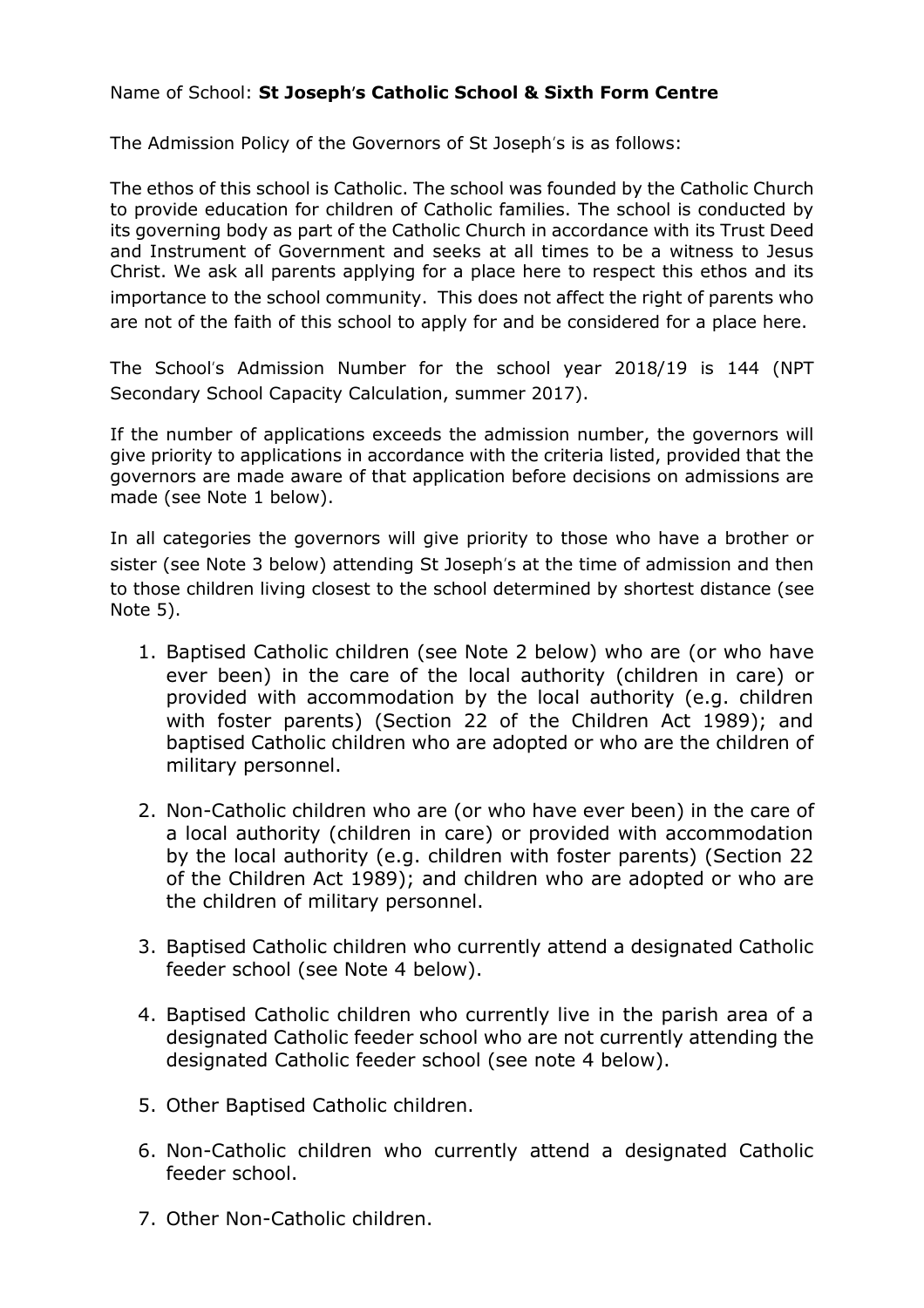Name of School: **St Joseph's Catholic School & Sixth Form Centre**

The Admission Policy of the Governors of St Joseph's is as follows:

The ethos of this school is Catholic. The school was founded by the Catholic Church to provide education for children of Catholic families. The school is conducted by its governing body as part of the Catholic Church in accordance with its Trust Deed and Instrument of Government and seeks at all times to be a witness to Jesus Christ. We ask all parents applying for a place here to respect this ethos and its importance to the school community. This does not affect the right of parents who are not of the faith of this school to apply for and be considered for a place here.

The School's Admission Number for the school year 2018/19 is 144 (NPT Secondary School Capacity Calculation, summer 2017).

If the number of applications exceeds the admission number, the governors will give priority to applications in accordance with the criteria listed, provided that the governors are made aware of that application before decisions on admissions are made (see Note 1 below).

In all categories the governors will give priority to those who have a brother or sister (see Note 3 below) attending St Joseph's at the time of admission and then to those children living closest to the school determined by shortest distance (see Note 5).

1. Baptised Catholic children (see Note 2 below) who are (or who have ever been) in the care of the local authority (children in care) or provided with accommodation by the local authority (e.g. children with foster parents) (Section 22 of the Children Act 1989); and baptised Catholic children who are adopted or who are the children of military personnel.

2. Non-Catholic children who are (or who have ever been) in the care of a local authority (children in care) or provided with accommodation by the local authority (e.g. children with foster parents) (Section 22 of the Children Act 1989); and children who are adopted or who are the children of military personnel.

3. Baptised Catholic children who currently attend a designated Catholic feeder school (see Note 4 below).

4. Baptised Catholic children who currently live in the parish area of a designated Catholic feeder school who are not currently attending the designated Catholic feeder school (see note 4 below).

5. Other Baptised Catholic children.

6. Non-Catholic children who currently attend a designated Catholic feeder school.

7. Other Non-Catholic children.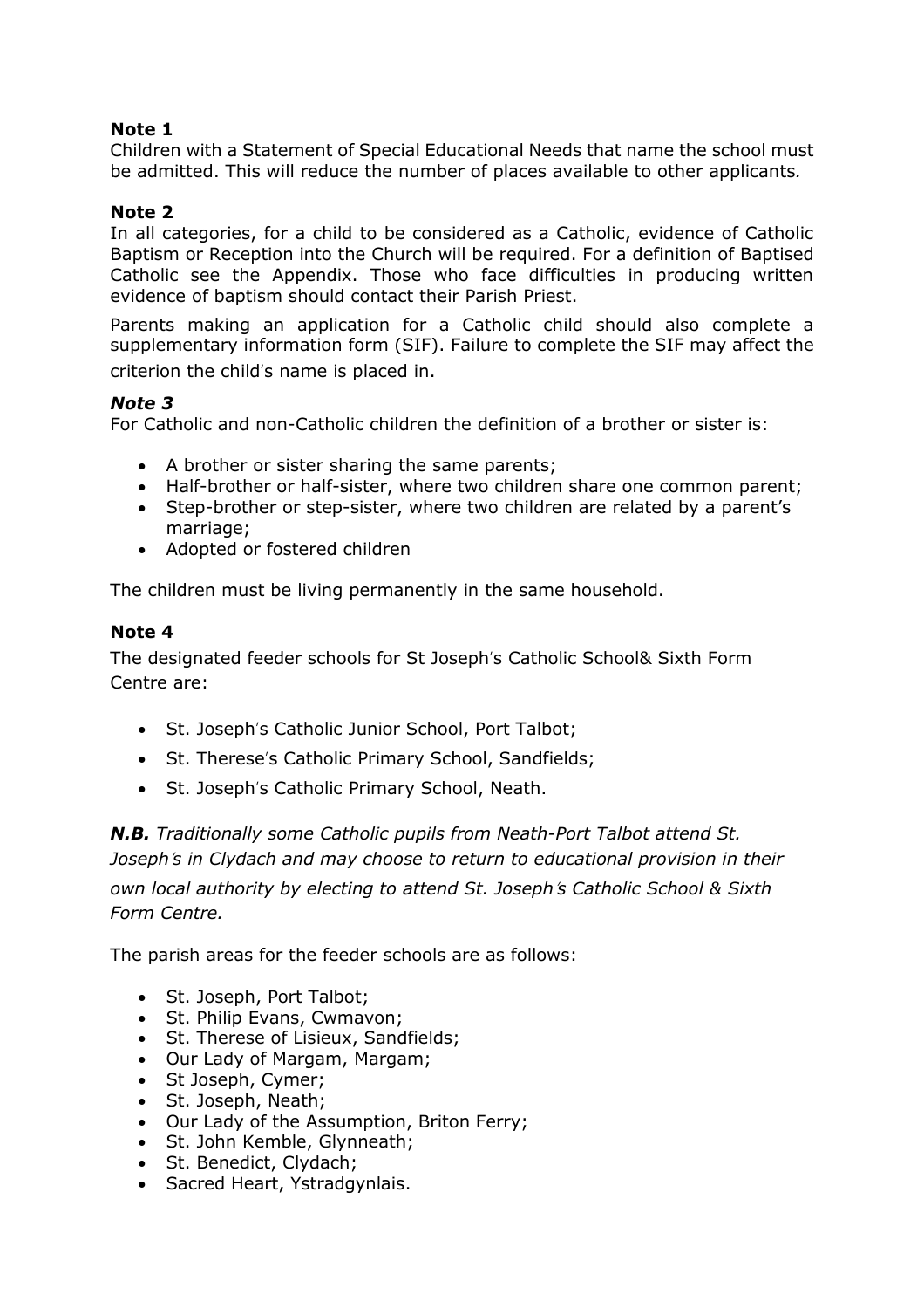**Note 1**
Children with a Statement of Special Educational Needs that name the school must be admitted. This will reduce the number of places available to other applicants*.*

**Note 2**
In all categories, for a child to be considered as a Catholic, evidence of Catholic Baptism or Reception into the Church will be required. For a definition of Baptised Catholic see the Appendix. Those who face difficulties in producing written evidence of baptism should contact their Parish Priest.

Parents making an application for a Catholic child should also complete a supplementary information form (SIF). Failure to complete the SIF may affect the criterion the child's name is placed in.

***Note 3***
For Catholic and non-Catholic children the definition of a brother or sister is:

- A brother or sister sharing the same parents;
- Half-brother or half-sister, where two children share one common parent;
- Step-brother or step-sister, where two children are related by a parent's marriage;
- Adopted or fostered children

The children must be living permanently in the same household.

**Note 4**
The designated feeder schools for St Joseph's Catholic School& Sixth Form Centre are:

- St. Joseph's Catholic Junior School, Port Talbot;
- St. Therese's Catholic Primary School, Sandfields;
- St. Joseph's Catholic Primary School, Neath.

***N.B.*** *Traditionally some Catholic pupils from Neath-Port Talbot attend St. Joseph's in Clydach and may choose to return to educational provision in their own local authority by electing to attend St. Joseph's Catholic School & Sixth Form Centre.*

The parish areas for the feeder schools are as follows:

- St. Joseph, Port Talbot;
- St. Philip Evans, Cwmavon;
- St. Therese of Lisieux, Sandfields;
- Our Lady of Margam, Margam;
- St Joseph, Cymer;
- St. Joseph, Neath;
- Our Lady of the Assumption, Briton Ferry;
- St. John Kemble, Glynneath;
- St. Benedict, Clydach;
- Sacred Heart, Ystradgynlais.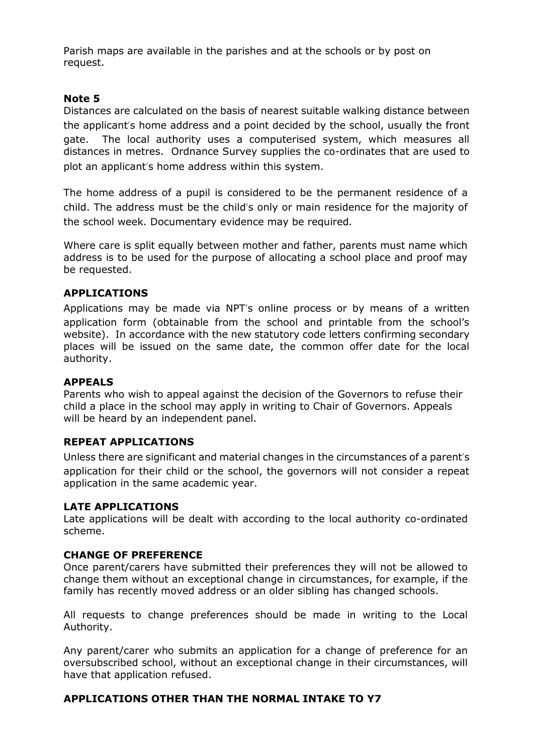Parish maps are available in the parishes and at the schools or by post on request.

**Note 5**

Distances are calculated on the basis of nearest suitable walking distance between the applicant's home address and a point decided by the school, usually the front gate. The local authority uses a computerised system, which measures all distances in metres. Ordnance Survey supplies the co-ordinates that are used to plot an applicant's home address within this system.

The home address of a pupil is considered to be the permanent residence of a child. The address must be the child's only or main residence for the majority of the school week. Documentary evidence may be required.

Where care is split equally between mother and father, parents must name which address is to be used for the purpose of allocating a school place and proof may be requested.

**APPLICATIONS**

Applications may be made via NPT's online process or by means of a written application form (obtainable from the school and printable from the school's website). In accordance with the new statutory code letters confirming secondary places will be issued on the same date, the common offer date for the local authority.

**APPEALS**

Parents who wish to appeal against the decision of the Governors to refuse their child a place in the school may apply in writing to Chair of Governors. Appeals will be heard by an independent panel.

**REPEAT APPLICATIONS**

Unless there are significant and material changes in the circumstances of a parent's application for their child or the school, the governors will not consider a repeat application in the same academic year.

**LATE APPLICATIONS**

Late applications will be dealt with according to the local authority co-ordinated scheme.

**CHANGE OF PREFERENCE**

Once parent/carers have submitted their preferences they will not be allowed to change them without an exceptional change in circumstances, for example, if the family has recently moved address or an older sibling has changed schools.

All requests to change preferences should be made in writing to the Local Authority.

Any parent/carer who submits an application for a change of preference for an oversubscribed school, without an exceptional change in their circumstances, will have that application refused.

**APPLICATIONS OTHER THAN THE NORMAL INTAKE TO Y7**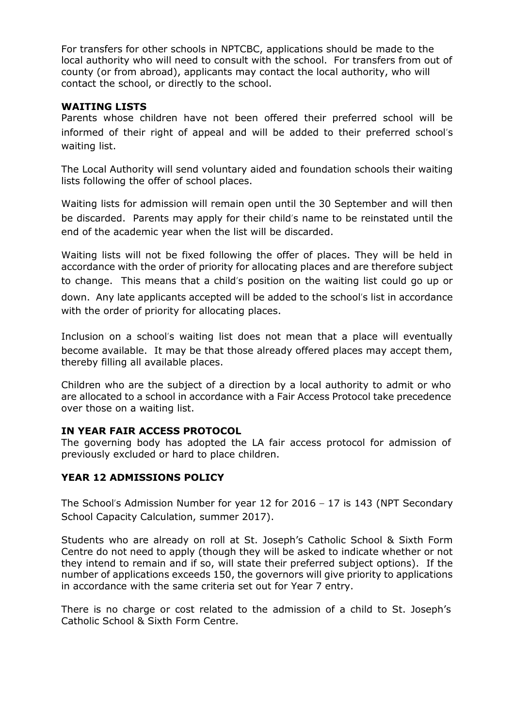For transfers for other schools in NPTCBC, applications should be made to the local authority who will need to consult with the school. For transfers from out of county (or from abroad), applicants may contact the local authority, who will contact the school, or directly to the school.

**WAITING LISTS**

Parents whose children have not been offered their preferred school will be informed of their right of appeal and will be added to their preferred school's waiting list.

The Local Authority will send voluntary aided and foundation schools their waiting lists following the offer of school places.

Waiting lists for admission will remain open until the 30 September and will then be discarded. Parents may apply for their child's name to be reinstated until the end of the academic year when the list will be discarded.

Waiting lists will not be fixed following the offer of places. They will be held in accordance with the order of priority for allocating places and are therefore subject to change. This means that a child's position on the waiting list could go up or down. Any late applicants accepted will be added to the school's list in accordance with the order of priority for allocating places.

Inclusion on a school's waiting list does not mean that a place will eventually become available. It may be that those already offered places may accept them, thereby filling all available places.

Children who are the subject of a direction by a local authority to admit or who are allocated to a school in accordance with a Fair Access Protocol take precedence over those on a waiting list.

**IN YEAR FAIR ACCESS PROTOCOL**

The governing body has adopted the LA fair access protocol for admission of previously excluded or hard to place children.

**YEAR 12 ADMISSIONS POLICY**

The School's Admission Number for year 12 for 2016 – 17 is 143 (NPT Secondary School Capacity Calculation, summer 2017).

Students who are already on roll at St. Joseph's Catholic School & Sixth Form Centre do not need to apply (though they will be asked to indicate whether or not they intend to remain and if so, will state their preferred subject options). If the number of applications exceeds 150, the governors will give priority to applications in accordance with the same criteria set out for Year 7 entry.

There is no charge or cost related to the admission of a child to St. Joseph's Catholic School & Sixth Form Centre.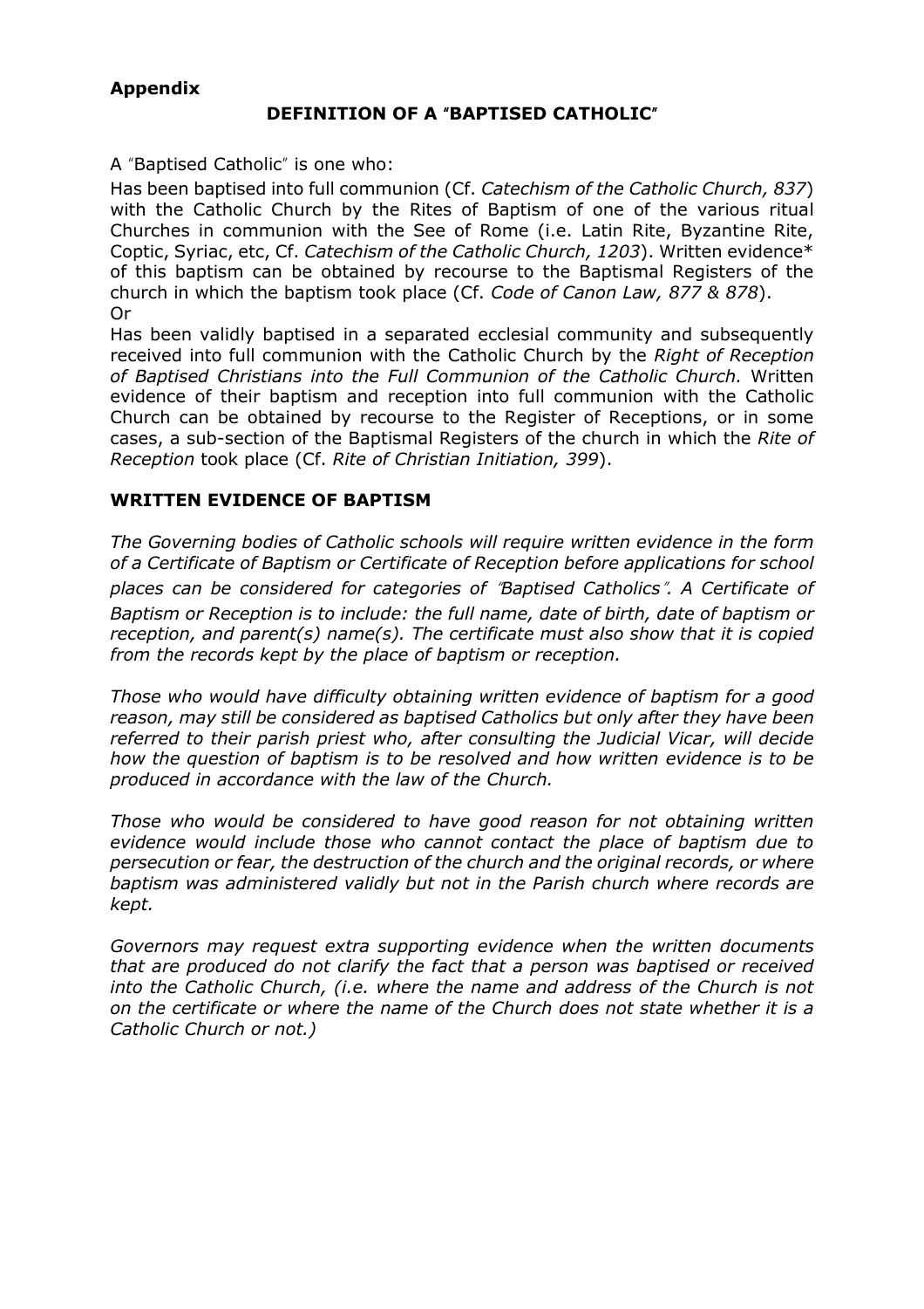**Appendix**

## DEFINITION OF A "BAPTISED CATHOLIC"

A "Baptised Catholic" is one who:

Has been baptised into full communion (Cf. *Catechism of the Catholic Church, 837*) with the Catholic Church by the Rites of Baptism of one of the various ritual Churches in communion with the See of Rome (i.e. Latin Rite, Byzantine Rite, Coptic, Syriac, etc, Cf. *Catechism of the Catholic Church, 1203*). Written evidence* of this baptism can be obtained by recourse to the Baptismal Registers of the church in which the baptism took place (Cf. *Code of Canon Law, 877 & 878*).
Or
Has been validly baptised in a separated ecclesial community and subsequently received into full communion with the Catholic Church by the *Right of Reception of Baptised Christians into the Full Communion of the Catholic Church.* Written evidence of their baptism and reception into full communion with the Catholic Church can be obtained by recourse to the Register of Receptions, or in some cases, a sub-section of the Baptismal Registers of the church in which the *Rite of Reception* took place (Cf. *Rite of Christian Initiation, 399*).

## WRITTEN EVIDENCE OF BAPTISM

*The Governing bodies of Catholic schools will require written evidence in the form of a Certificate of Baptism or Certificate of Reception before applications for school places can be considered for categories of "Baptised Catholics". A Certificate of Baptism or Reception is to include: the full name, date of birth, date of baptism or reception, and parent(s) name(s). The certificate must also show that it is copied from the records kept by the place of baptism or reception.*

*Those who would have difficulty obtaining written evidence of baptism for a good reason, may still be considered as baptised Catholics but only after they have been referred to their parish priest who, after consulting the Judicial Vicar, will decide how the question of baptism is to be resolved and how written evidence is to be produced in accordance with the law of the Church.*

*Those who would be considered to have good reason for not obtaining written evidence would include those who cannot contact the place of baptism due to persecution or fear, the destruction of the church and the original records, or where baptism was administered validly but not in the Parish church where records are kept.*

*Governors may request extra supporting evidence when the written documents that are produced do not clarify the fact that a person was baptised or received into the Catholic Church, (i.e. where the name and address of the Church is not on the certificate or where the name of the Church does not state whether it is a Catholic Church or not.)*